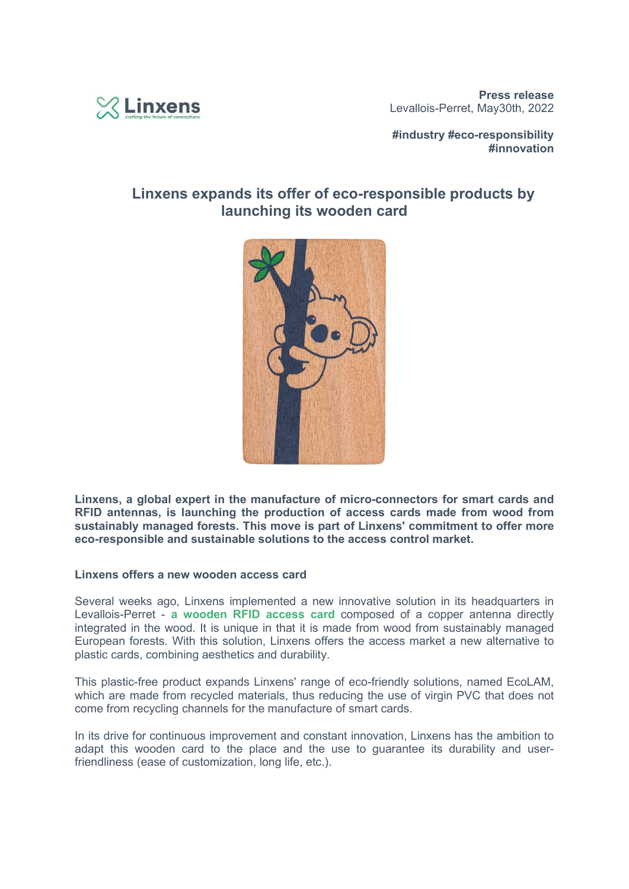**Press release**
Levallois-Perret, May30th, 2022

**#industry #eco-responsibility #innovation**

# Linxens expands its offer of eco-responsible products by launching its wooden card

**Linxens, a global expert in the manufacture of micro-connectors for smart cards and RFID antennas, is launching the production of access cards made from wood from sustainably managed forests. This move is part of Linxens' commitment to offer more eco-responsible and sustainable solutions to the access control market.**

## Linxens offers a new wooden access card

Several weeks ago, Linxens implemented a new innovative solution in its headquarters in Levallois-Perret - **a wooden RFID access card** composed of a copper antenna directly integrated in the wood. It is unique in that it is made from wood from sustainably managed European forests. With this solution, Linxens offers the access market a new alternative to plastic cards, combining aesthetics and durability.

This plastic-free product expands Linxens' range of eco-friendly solutions, named EcoLAM, which are made from recycled materials, thus reducing the use of virgin PVC that does not come from recycling channels for the manufacture of smart cards.

In its drive for continuous improvement and constant innovation, Linxens has the ambition to adapt this wooden card to the place and the use to guarantee its durability and user-friendliness (ease of customization, long life, etc.).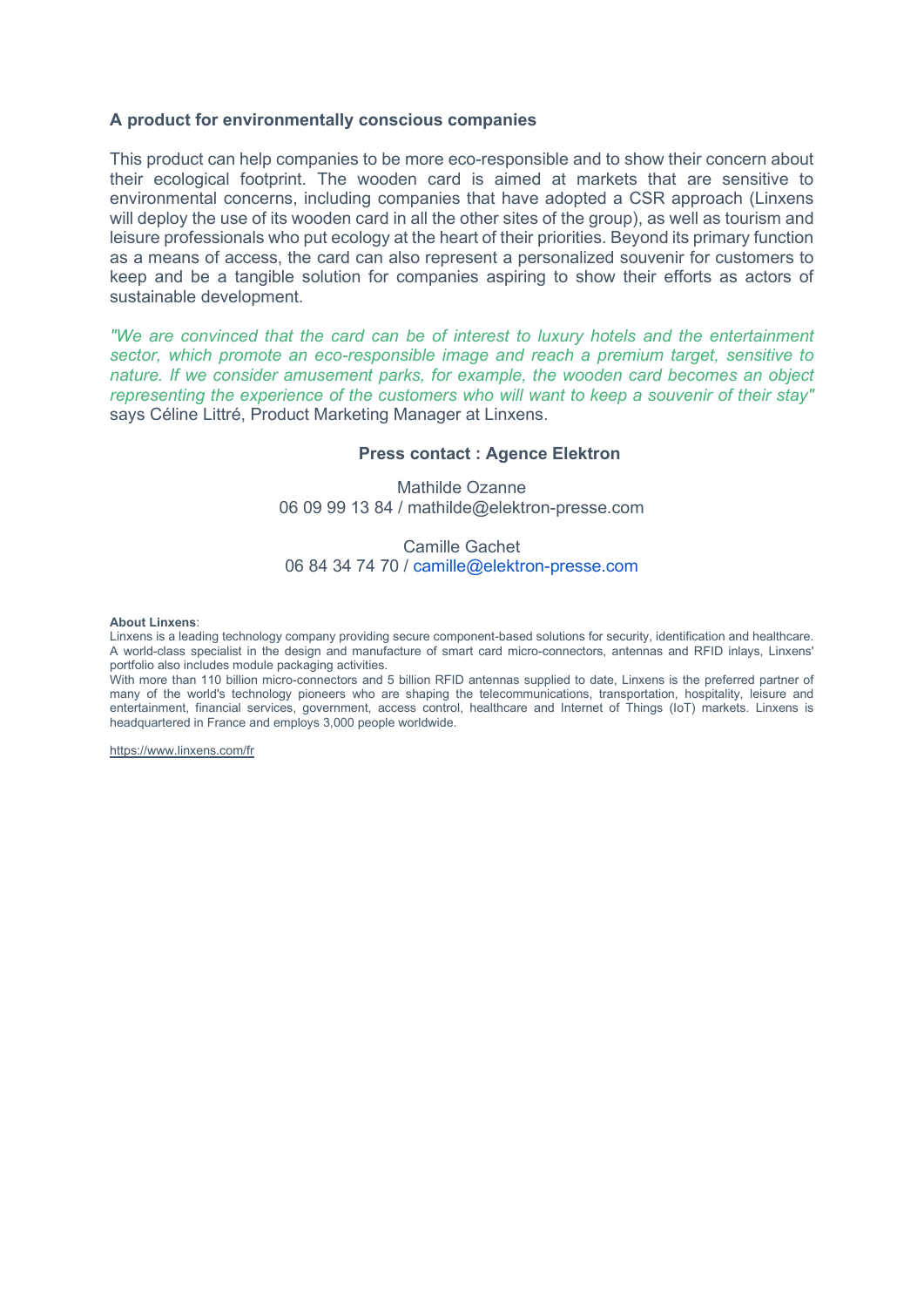**A product for environmentally conscious companies**

This product can help companies to be more eco-responsible and to show their concern about their ecological footprint. The wooden card is aimed at markets that are sensitive to environmental concerns, including companies that have adopted a CSR approach (Linxens will deploy the use of its wooden card in all the other sites of the group), as well as tourism and leisure professionals who put ecology at the heart of their priorities. Beyond its primary function as a means of access, the card can also represent a personalized souvenir for customers to keep and be a tangible solution for companies aspiring to show their efforts as actors of sustainable development.

*"We are convinced that the card can be of interest to luxury hotels and the entertainment sector, which promote an eco-responsible image and reach a premium target, sensitive to nature. If we consider amusement parks, for example, the wooden card becomes an object representing the experience of the customers who will want to keep a souvenir of their stay"* says Céline Littré, Product Marketing Manager at Linxens.

**Press contact : Agence Elektron**

Mathilde Ozanne
06 09 99 13 84 / mathilde@elektron-presse.com

Camille Gachet
06 84 34 74 70 / camille@elektron-presse.com

**About Linxens**:
Linxens is a leading technology company providing secure component-based solutions for security, identification and healthcare. A world-class specialist in the design and manufacture of smart card micro-connectors, antennas and RFID inlays, Linxens' portfolio also includes module packaging activities.
With more than 110 billion micro-connectors and 5 billion RFID antennas supplied to date, Linxens is the preferred partner of many of the world's technology pioneers who are shaping the telecommunications, transportation, hospitality, leisure and entertainment, financial services, government, access control, healthcare and Internet of Things (IoT) markets. Linxens is headquartered in France and employs 3,000 people worldwide.

https://www.linxens.com/fr